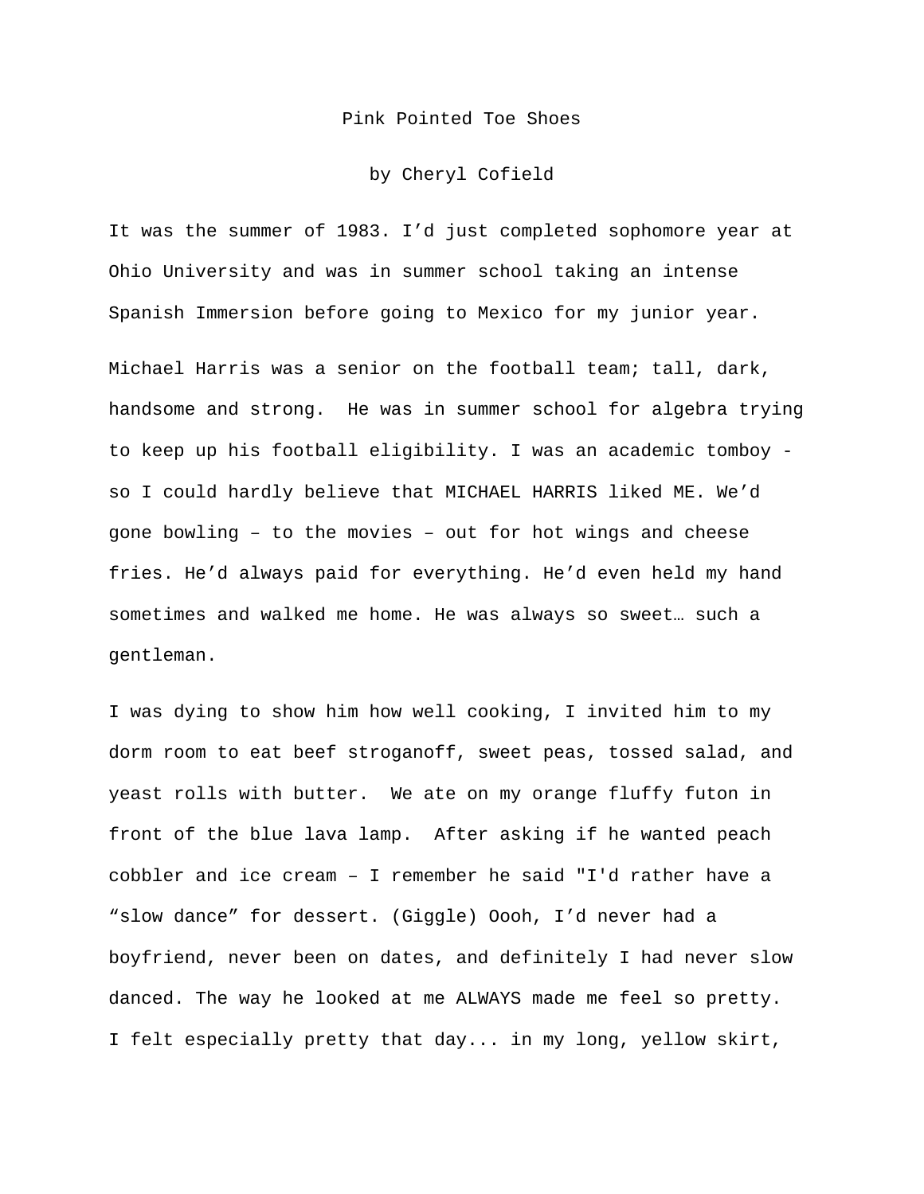# Pink Pointed Toe Shoes

by Cheryl Cofield

It was the summer of 1983. I'd just completed sophomore year at Ohio University and was in summer school taking an intense Spanish Immersion before going to Mexico for my junior year.

Michael Harris was a senior on the football team; tall, dark, handsome and strong.  He was in summer school for algebra trying to keep up his football eligibility. I was an academic tomboy - so I could hardly believe that MICHAEL HARRIS liked ME. We'd gone bowling – to the movies – out for hot wings and cheese fries. He'd always paid for everything. He'd even held my hand sometimes and walked me home. He was always so sweet… such a gentleman.

I was dying to show him how well cooking, I invited him to my dorm room to eat beef stroganoff, sweet peas, tossed salad, and yeast rolls with butter.  We ate on my orange fluffy futon in front of the blue lava lamp.  After asking if he wanted peach cobbler and ice cream – I remember he said "I'd rather have a "slow dance" for dessert. (Giggle) Oooh, I'd never had a boyfriend, never been on dates, and definitely I had never slow danced. The way he looked at me ALWAYS made me feel so pretty. I felt especially pretty that day... in my long, yellow skirt,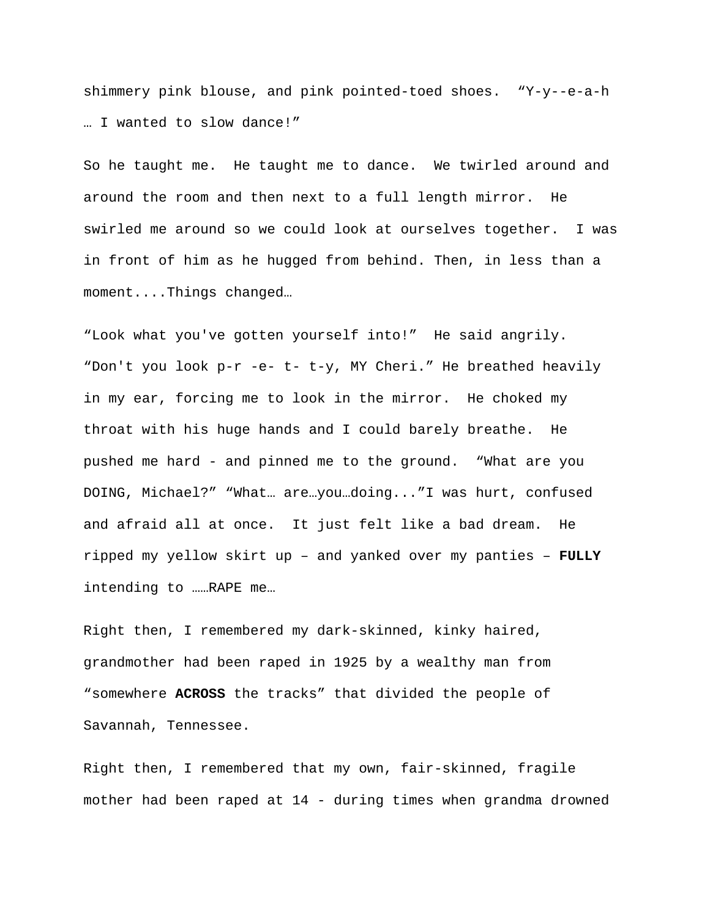shimmery pink blouse, and pink pointed-toed shoes.  “Y-y--e-a-h … I wanted to slow dance!”

So he taught me.  He taught me to dance.  We twirled around and around the room and then next to a full length mirror.  He swirled me around so we could look at ourselves together.  I was in front of him as he hugged from behind. Then, in less than a moment....Things changed…

“Look what you've gotten yourself into!”  He said angrily.  “Don't you look p-r -e- t- t-y, MY Cheri.” He breathed heavily in my ear, forcing me to look in the mirror.  He choked my throat with his huge hands and I could barely breathe.  He pushed me hard - and pinned me to the ground.  “What are you DOING, Michael?” “What… are…you…doing...”I was hurt, confused and afraid all at once.  It just felt like a bad dream.  He ripped my yellow skirt up – and yanked over my panties – **FULLY** intending to ……RAPE me…

Right then, I remembered my dark-skinned, kinky haired, grandmother had been raped in 1925 by a wealthy man from “somewhere **ACROSS** the tracks” that divided the people of Savannah, Tennessee.

Right then, I remembered that my own, fair-skinned, fragile mother had been raped at 14 - during times when grandma drowned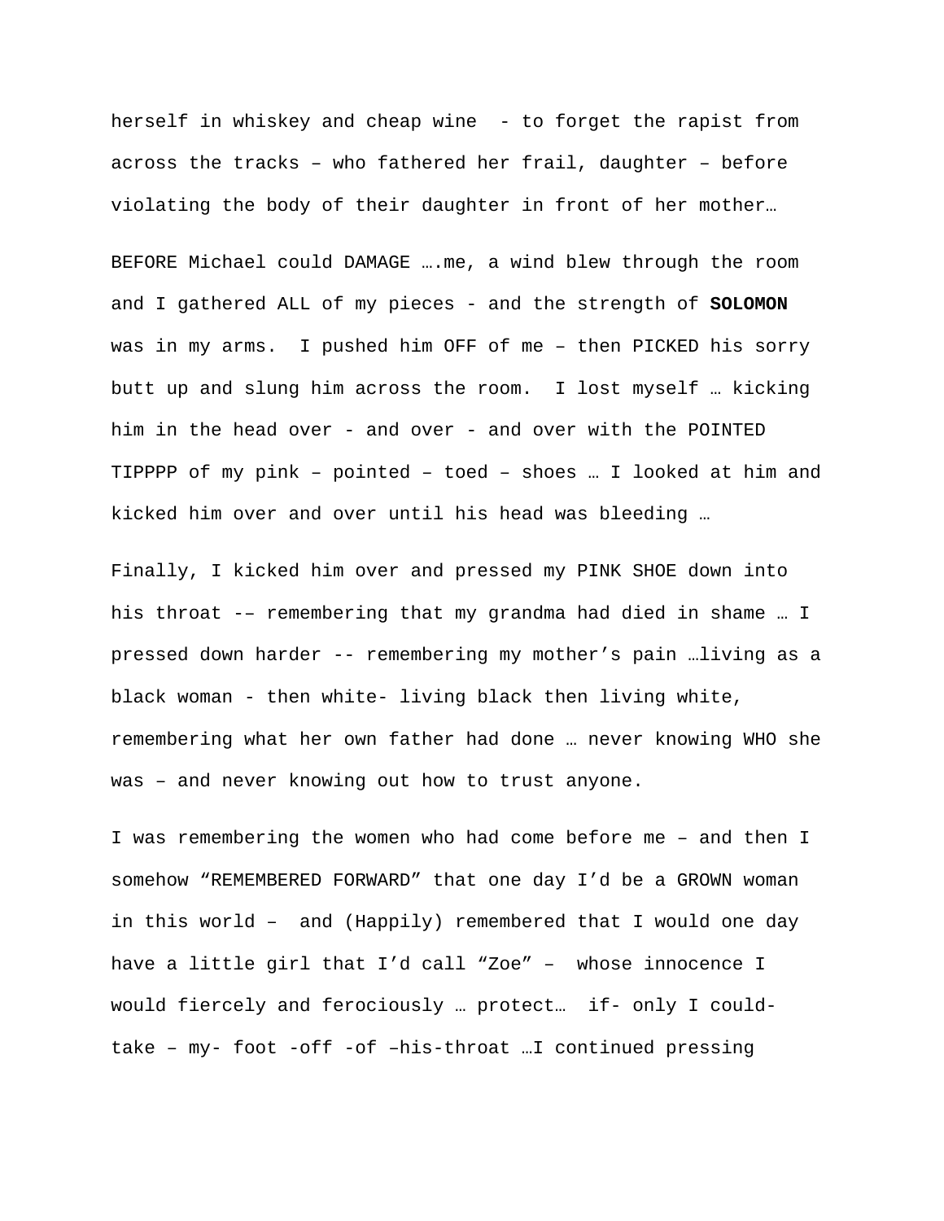herself in whiskey and cheap wine  - to forget the rapist from across the tracks – who fathered her frail, daughter – before violating the body of their daughter in front of her mother…

BEFORE Michael could DAMAGE ….me, a wind blew through the room and I gathered ALL of my pieces - and the strength of **SOLOMON** was in my arms.  I pushed him OFF of me – then PICKED his sorry butt up and slung him across the room.  I lost myself … kicking him in the head over - and over - and over with the POINTED TIPPPP of my pink – pointed – toed – shoes … I looked at him and kicked him over and over until his head was bleeding …

Finally, I kicked him over and pressed my PINK SHOE down into his throat -– remembering that my grandma had died in shame … I pressed down harder -- remembering my mother's pain …living as a black woman - then white- living black then living white, remembering what her own father had done … never knowing WHO she was – and never knowing out how to trust anyone.

I was remembering the women who had come before me – and then I somehow "REMEMBERED FORWARD" that one day I'd be a GROWN woman in this world –  and (Happily) remembered that I would one day have a little girl that I'd call "Zoe" –  whose innocence I would fiercely and ferociously … protect…  if- only I could- take – my- foot -off -of –his-throat …I continued pressing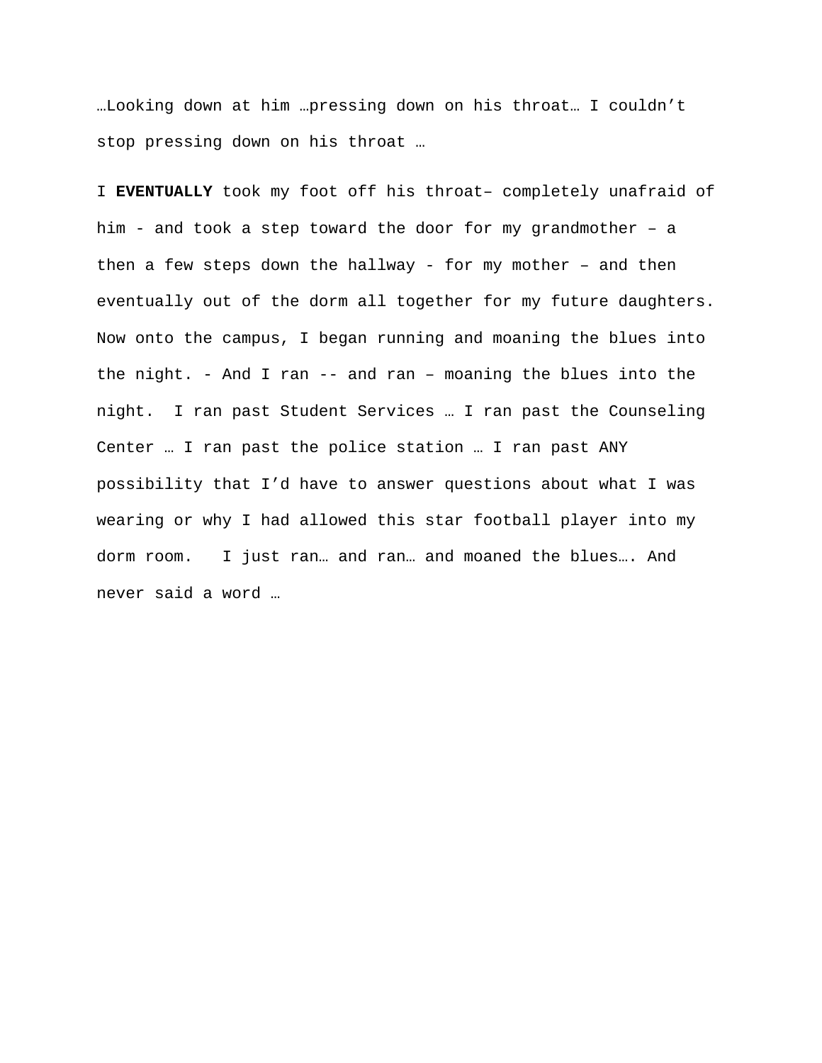…Looking down at him …pressing down on his throat… I couldn't stop pressing down on his throat …

I **EVENTUALLY** took my foot off his throat– completely unafraid of him - and took a step toward the door for my grandmother – a then a few steps down the hallway - for my mother – and then eventually out of the dorm all together for my future daughters. Now onto the campus, I began running and moaning the blues into the night. - And I ran -- and ran – moaning the blues into the night.  I ran past Student Services … I ran past the Counseling Center … I ran past the police station … I ran past ANY possibility that I'd have to answer questions about what I was wearing or why I had allowed this star football player into my dorm room.   I just ran… and ran… and moaned the blues…. And never said a word …